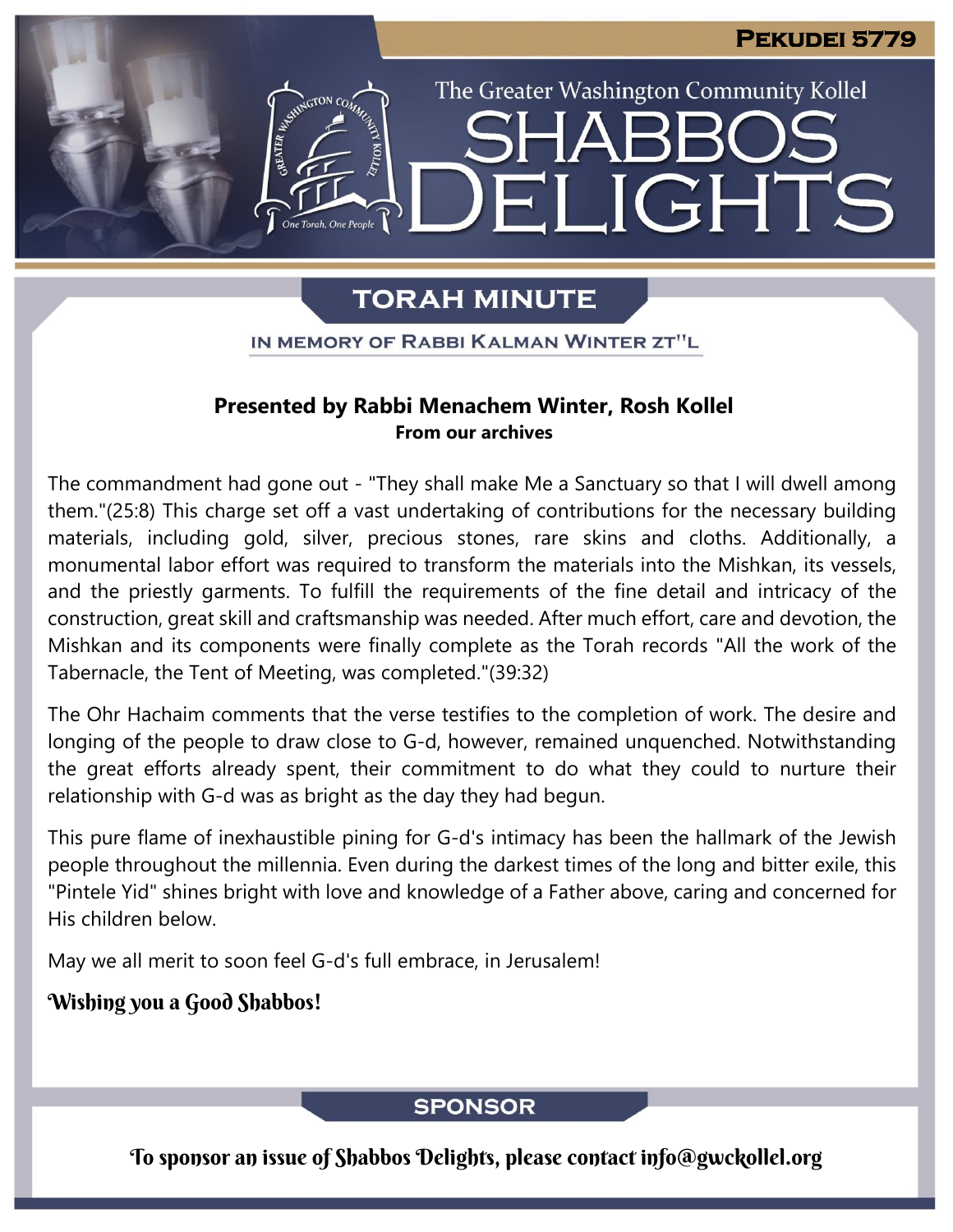**PEKUDEI 5779**

The Greater Washington Community Kollel

# SHABBOS DELIGHTS

## TORAH MINUTE

IN MEMORY OF RABBI KALMAN WINTER ZT"L

**Presented by Rabbi Menachem Winter, Rosh Kollel**
**From our archives**

The commandment had gone out - "They shall make Me a Sanctuary so that I will dwell among them."(25:8) This charge set off a vast undertaking of contributions for the necessary building materials, including gold, silver, precious stones, rare skins and cloths. Additionally, a monumental labor effort was required to transform the materials into the Mishkan, its vessels, and the priestly garments. To fulfill the requirements of the fine detail and intricacy of the construction, great skill and craftsmanship was needed. After much effort, care and devotion, the Mishkan and its components were finally complete as the Torah records "All the work of the Tabernacle, the Tent of Meeting, was completed."(39:32)

The Ohr Hachaim comments that the verse testifies to the completion of work. The desire and longing of the people to draw close to G-d, however, remained unquenched. Notwithstanding the great efforts already spent, their commitment to do what they could to nurture their relationship with G-d was as bright as the day they had begun.

This pure flame of inexhaustible pining for G-d's intimacy has been the hallmark of the Jewish people throughout the millennia. Even during the darkest times of the long and bitter exile, this "Pintele Yid" shines bright with love and knowledge of a Father above, caring and concerned for His children below.

May we all merit to soon feel G-d's full embrace, in Jerusalem!

*Wishing you a Good Shabbos!*

## SPONSOR

*To sponsor an issue of Shabbos Delights, please contact info@gwckollel.org*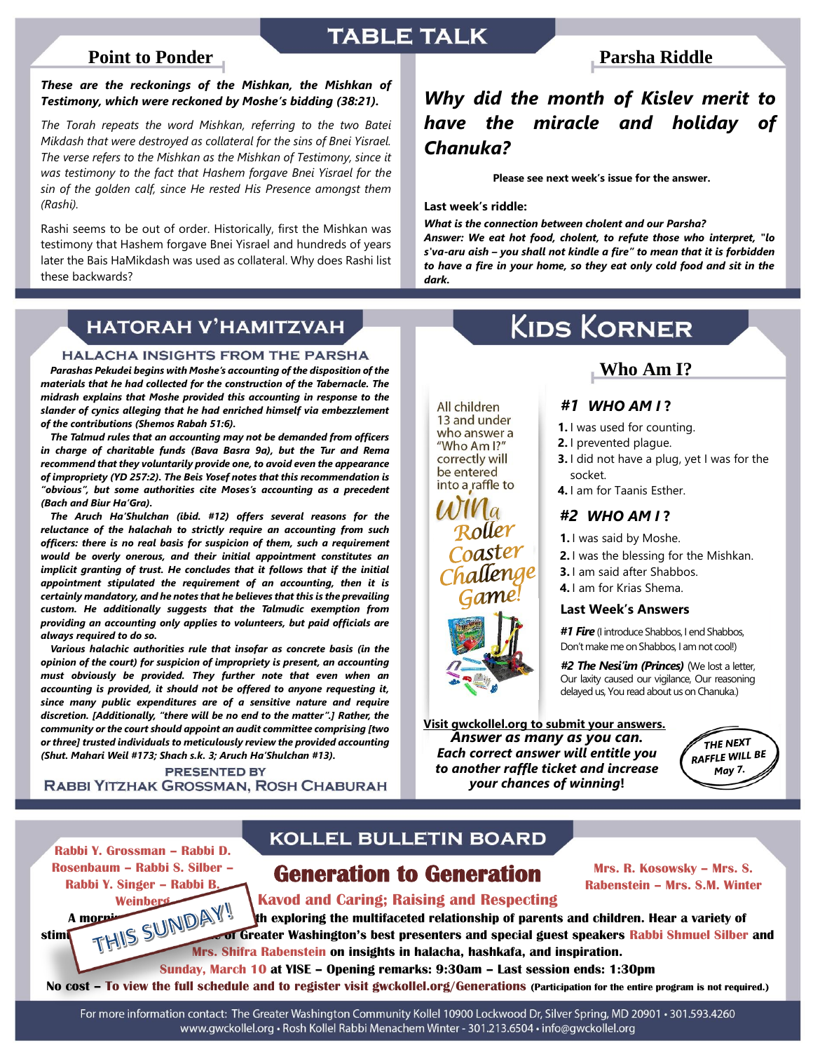# TABLE TALK

## Point to Ponder

***These are the reckonings of the Mishkan, the Mishkan of Testimony, which were reckoned by Moshe's bidding (38:21).***

*The Torah repeats the word Mishkan, referring to the two Batei Mikdash that were destroyed as collateral for the sins of Bnei Yisrael. The verse refers to the Mishkan as the Mishkan of Testimony, since it was testimony to the fact that Hashem forgave Bnei Yisrael for the sin of the golden calf, since He rested His Presence amongst them (Rashi).*

Rashi seems to be out of order. Historically, first the Mishkan was testimony that Hashem forgave Bnei Yisrael and hundreds of years later the Bais HaMikdash was used as collateral. Why does Rashi list these backwards?

## Parsha Riddle

***Why did the month of Kislev merit to have the miracle and holiday of Chanuka?***

**Please see next week's issue for the answer.**

**Last week's riddle:**

***What is the connection between cholent and our Parsha?***

***Answer: We eat hot food, cholent, to refute those who interpret, "lo s'va-aru aish – you shall not kindle a fire" to mean that it is forbidden to have a fire in your home, so they eat only cold food and sit in the dark.***

# HATORAH V'HAMITZVAH

### HALACHA INSIGHTS FROM THE PARSHA

***Parashas Pekudei begins with Moshe's accounting of the disposition of the materials that he had collected for the construction of the Tabernacle. The midrash explains that Moshe provided this accounting in response to the slander of cynics alleging that he had enriched himself via embezzlement of the contributions (Shemos Rabah 51:6).***

***The Talmud rules that an accounting may not be demanded from officers in charge of charitable funds (Bava Basra 9a), but the Tur and Rema recommend that they voluntarily provide one, to avoid even the appearance of impropriety (YD 257:2). The Beis Yosef notes that this recommendation is "obvious", but some authorities cite Moses's accounting as a precedent (Bach and Biur Ha'Gra).***

***The Aruch Ha'Shulchan (ibid. #12) offers several reasons for the reluctance of the halachah to strictly require an accounting from such officers: there is no real basis for suspicion of them, such a requirement would be overly onerous, and their initial appointment constitutes an implicit granting of trust. He concludes that it follows that if the initial appointment stipulated the requirement of an accounting, then it is certainly mandatory, and he notes that he believes that this is the prevailing custom. He additionally suggests that the Talmudic exemption from providing an accounting only applies to volunteers, but paid officials are always required to do so.***

***Various halachic authorities rule that insofar as concrete basis (in the opinion of the court) for suspicion of impropriety is present, an accounting must obviously be provided. They further note that even when an accounting is provided, it should not be offered to anyone requesting it, since many public expenditures are of a sensitive nature and require discretion. [Additionally, "there will be no end to the matter".] Rather, the community or the court should appoint an audit committee comprising [two or three] trusted individuals to meticulously review the provided accounting (Shut. Mahari Weil #173; Shach s.k. 3; Aruch Ha'Shulchan #13).***

PRESENTED BY
RABBI YITZHAK GROSSMAN, ROSH CHABURAH

# KIDS KORNER

## Who Am I?

All children 13 and under who answer a "Who Am I?" correctly will be entered into a raffle to

Win a Roller Coaster Challenge Game!

### #1 WHO AM I ?

1. I was used for counting.
2. I prevented plague.
3. I did not have a plug, yet I was for the socket.
4. I am for Taanis Esther.

### #2 WHO AM I ?

1. I was said by Moshe.
2. I was the blessing for the Mishkan.
3. I am said after Shabbos.
4. I am for Krias Shema.

**Last Week's Answers**

***#1 Fire*** (I introduce Shabbos, I end Shabbos, Don't make me on Shabbos, I am not cool!)

***#2 The Nesi'im (Princes)*** (We lost a letter, Our laxity caused our vigilance, Our reasoning delayed us, You read about us on Chanuka.)

**Visit gwckollel.org to submit your answers.**
***Answer as many as you can. Each correct answer will entitle you to another raffle ticket and increase your chances of winning!***

THE NEXT RAFFLE WILL BE May 7.

# KOLLEL BULLETIN BOARD

## Generation to Generation

### Kavod and Caring; Raising and Respecting

**Rabbi Y. Grossman – Rabbi D. Rosenbaum – Rabbi S. Silber – Rabbi Y. Singer – Rabbi B. Weinberg**

**Mrs. R. Kosowsky – Mrs. S. Rabenstein – Mrs. S.M. Winter**

THIS SUNDAY!

**A morni... th exploring the multifaceted relationship of parents and children. Hear a variety of stim... of Greater Washington's best presenters and special guest speakers Rabbi Shmuel Silber and Mrs. Shifra Rabenstein on insights in halacha, hashkafa, and inspiration.**

**Sunday, March 10 at YISE – Opening remarks: 9:30am – Last session ends: 1:30pm**

**No cost – To view the full schedule and to register visit gwckollel.org/Generations** (Participation for the entire program is not required.)

For more information contact: The Greater Washington Community Kollel 10900 Lockwood Dr, Silver Spring, MD 20901 • 301.593.4260
www.gwckollel.org • Rosh Kollel Rabbi Menachem Winter - 301.213.6504 • info@gwckollel.org